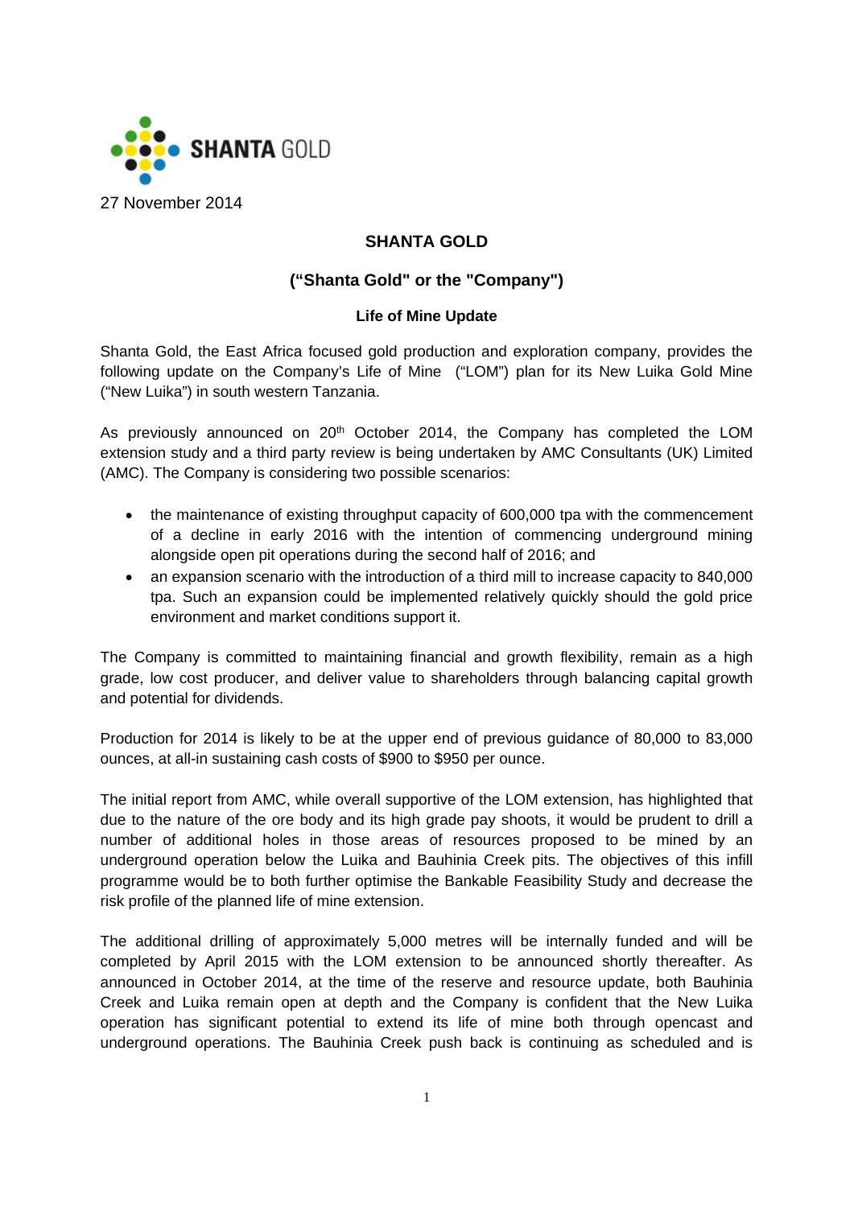SHANTA GOLD

27 November 2014

# SHANTA GOLD

## ("Shanta Gold" or the "Company")

### Life of Mine Update

Shanta Gold, the East Africa focused gold production and exploration company, provides the following update on the Company's Life of Mine ("LOM") plan for its New Luika Gold Mine ("New Luika") in south western Tanzania.

As previously announced on 20th October 2014, the Company has completed the LOM extension study and a third party review is being undertaken by AMC Consultants (UK) Limited (AMC). The Company is considering two possible scenarios:

- the maintenance of existing throughput capacity of 600,000 tpa with the commencement of a decline in early 2016 with the intention of commencing underground mining alongside open pit operations during the second half of 2016; and
- an expansion scenario with the introduction of a third mill to increase capacity to 840,000 tpa. Such an expansion could be implemented relatively quickly should the gold price environment and market conditions support it.

The Company is committed to maintaining financial and growth flexibility, remain as a high grade, low cost producer, and deliver value to shareholders through balancing capital growth and potential for dividends.

Production for 2014 is likely to be at the upper end of previous guidance of 80,000 to 83,000 ounces, at all-in sustaining cash costs of $900 to $950 per ounce.

The initial report from AMC, while overall supportive of the LOM extension, has highlighted that due to the nature of the ore body and its high grade pay shoots, it would be prudent to drill a number of additional holes in those areas of resources proposed to be mined by an underground operation below the Luika and Bauhinia Creek pits. The objectives of this infill programme would be to both further optimise the Bankable Feasibility Study and decrease the risk profile of the planned life of mine extension.

The additional drilling of approximately 5,000 metres will be internally funded and will be completed by April 2015 with the LOM extension to be announced shortly thereafter. As announced in October 2014, at the time of the reserve and resource update, both Bauhinia Creek and Luika remain open at depth and the Company is confident that the New Luika operation has significant potential to extend its life of mine both through opencast and underground operations. The Bauhinia Creek push back is continuing as scheduled and is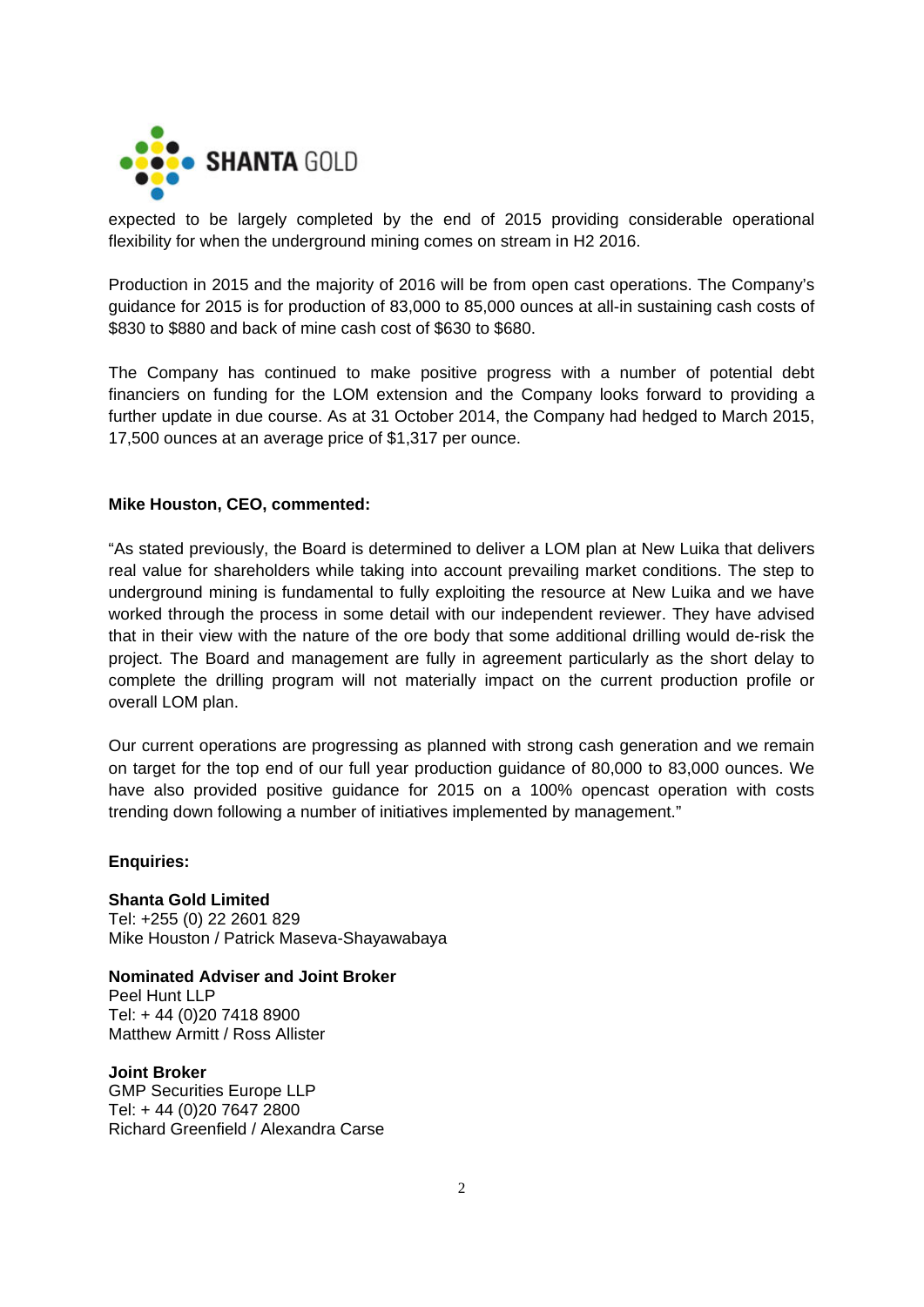expected to be largely completed by the end of 2015 providing considerable operational flexibility for when the underground mining comes on stream in H2 2016.

Production in 2015 and the majority of 2016 will be from open cast operations. The Company's guidance for 2015 is for production of 83,000 to 85,000 ounces at all-in sustaining cash costs of $830 to $880 and back of mine cash cost of $630 to $680.

The Company has continued to make positive progress with a number of potential debt financiers on funding for the LOM extension and the Company looks forward to providing a further update in due course. As at 31 October 2014, the Company had hedged to March 2015, 17,500 ounces at an average price of $1,317 per ounce.

**Mike Houston, CEO, commented:**

"As stated previously, the Board is determined to deliver a LOM plan at New Luika that delivers real value for shareholders while taking into account prevailing market conditions. The step to underground mining is fundamental to fully exploiting the resource at New Luika and we have worked through the process in some detail with our independent reviewer. They have advised that in their view with the nature of the ore body that some additional drilling would de-risk the project. The Board and management are fully in agreement particularly as the short delay to complete the drilling program will not materially impact on the current production profile or overall LOM plan.

Our current operations are progressing as planned with strong cash generation and we remain on target for the top end of our full year production guidance of 80,000 to 83,000 ounces. We have also provided positive guidance for 2015 on a 100% opencast operation with costs trending down following a number of initiatives implemented by management."

**Enquiries:**

**Shanta Gold Limited**
Tel: +255 (0) 22 2601 829
Mike Houston / Patrick Maseva-Shayawabaya

**Nominated Adviser and Joint Broker**
Peel Hunt LLP
Tel: + 44 (0)20 7418 8900
Matthew Armitt / Ross Allister

**Joint Broker**
GMP Securities Europe LLP
Tel: + 44 (0)20 7647 2800
Richard Greenfield / Alexandra Carse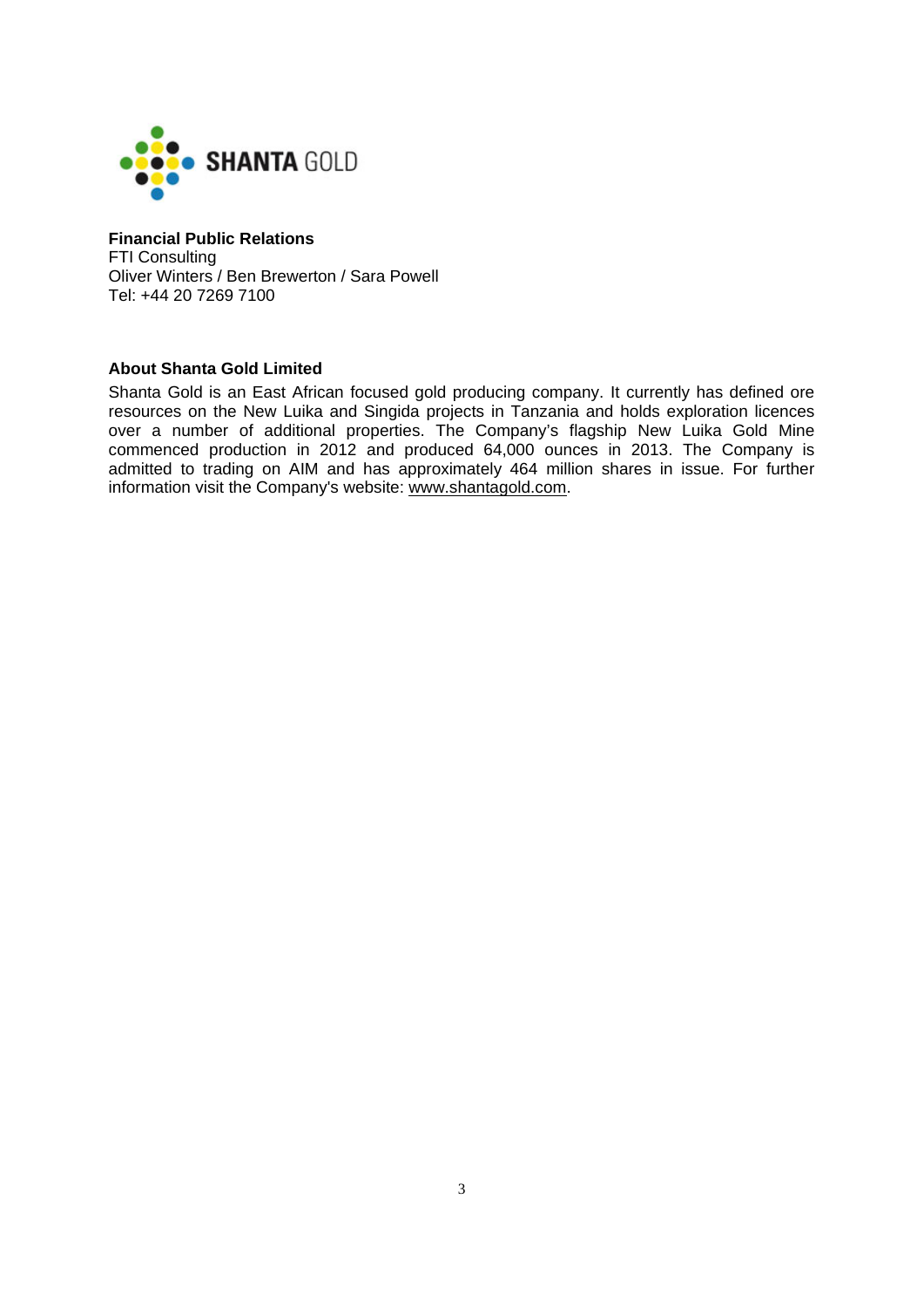**Financial Public Relations**
FTI Consulting
Oliver Winters / Ben Brewerton / Sara Powell
Tel: +44 20 7269 7100

**About Shanta Gold Limited**

Shanta Gold is an East African focused gold producing company. It currently has defined ore resources on the New Luika and Singida projects in Tanzania and holds exploration licences over a number of additional properties. The Company's flagship New Luika Gold Mine commenced production in 2012 and produced 64,000 ounces in 2013. The Company is admitted to trading on AIM and has approximately 464 million shares in issue. For further information visit the Company's website: www.shantagold.com.